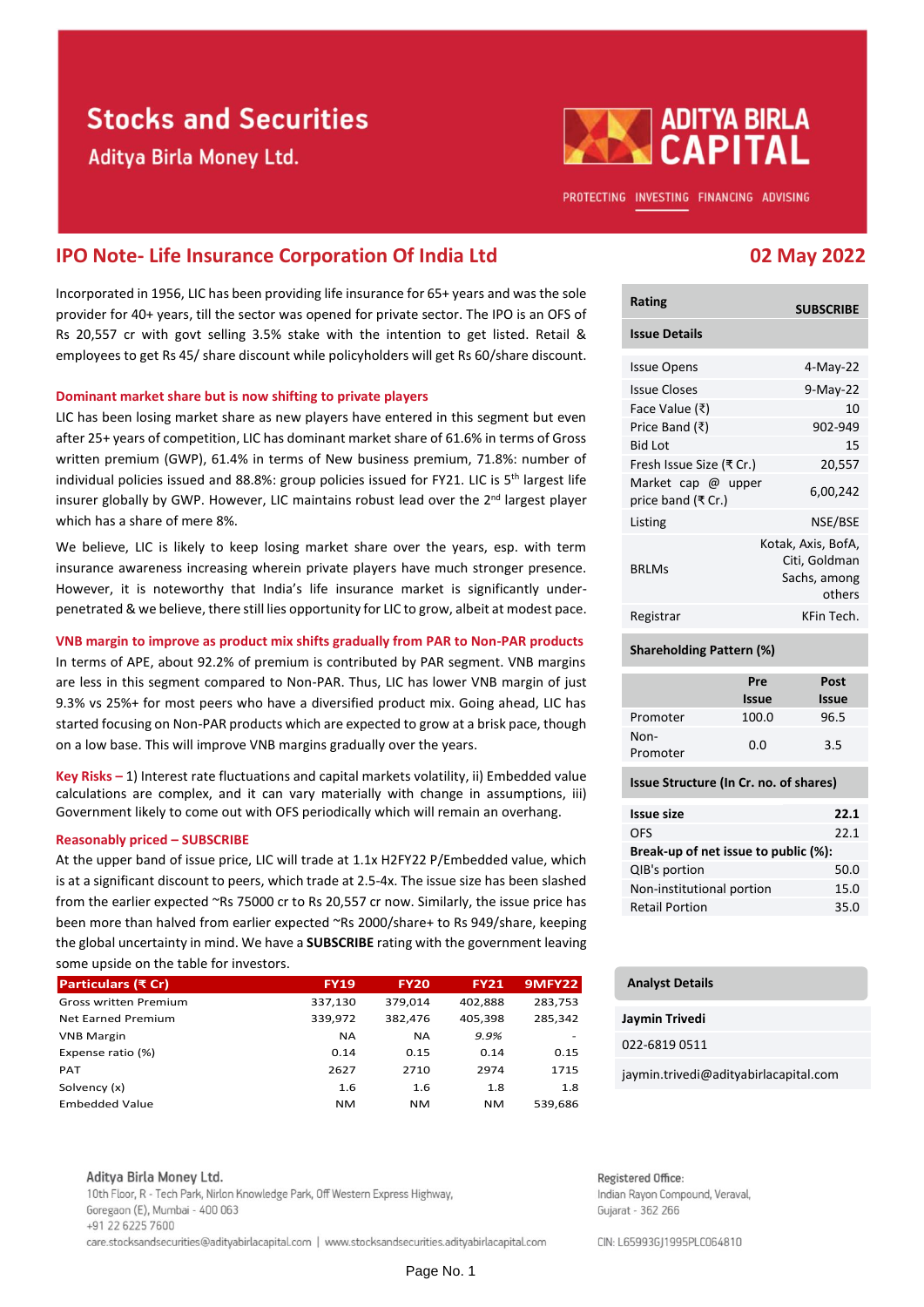# Stocks and Securities

Aditya Birla Money Ltd.

ADITYA BIRLA CAPITAL

PROTECTING INVESTING FINANCING ADVISING

## IPO Note- Life Insurance Corporation Of India Ltd

**02 May 2022**

Incorporated in 1956, LIC has been providing life insurance for 65+ years and was the sole provider for 40+ years, till the sector was opened for private sector. The IPO is an OFS of Rs 20,557 cr with govt selling 3.5% stake with the intention to get listed. Retail & employees to get Rs 45/ share discount while policyholders will get Rs 60/share discount.

### Dominant market share but is now shifting to private players

LIC has been losing market share as new players have entered in this segment but even after 25+ years of competition, LIC has dominant market share of 61.6% in terms of Gross written premium (GWP), 61.4% in terms of New business premium, 71.8%: number of individual policies issued and 88.8%: group policies issued for FY21. LIC is 5th largest life insurer globally by GWP. However, LIC maintains robust lead over the 2nd largest player which has a share of mere 8%.

We believe, LIC is likely to keep losing market share over the years, esp. with term insurance awareness increasing wherein private players have much stronger presence. However, it is noteworthy that India's life insurance market is significantly under-penetrated & we believe, there still lies opportunity for LIC to grow, albeit at modest pace.

### VNB margin to improve as product mix shifts gradually from PAR to Non-PAR products

In terms of APE, about 92.2% of premium is contributed by PAR segment. VNB margins are less in this segment compared to Non-PAR. Thus, LIC has lower VNB margin of just 9.3% vs 25%+ for most peers who have a diversified product mix. Going ahead, LIC has started focusing on Non-PAR products which are expected to grow at a brisk pace, though on a low base. This will improve VNB margins gradually over the years.

**Key Risks** – 1) Interest rate fluctuations and capital markets volatility, ii) Embedded value calculations are complex, and it can vary materially with change in assumptions, iii) Government likely to come out with OFS periodically which will remain an overhang.

### Reasonably priced – SUBSCRIBE

At the upper band of issue price, LIC will trade at 1.1x H2FY22 P/Embedded value, which is at a significant discount to peers, which trade at 2.5-4x. The issue size has been slashed from the earlier expected ~Rs 75000 cr to Rs 20,557 cr now. Similarly, the issue price has been more than halved from earlier expected ~Rs 2000/share+ to Rs 949/share, keeping the global uncertainty in mind. We have a **SUBSCRIBE** rating with the government leaving some upside on the table for investors.

| Particulars (₹ Cr) | FY19 | FY20 | FY21 | 9MFY22 |
|---|---|---|---|---|
| Gross written Premium | 337,130 | 379,014 | 402,888 | 283,753 |
| Net Earned Premium | 339,972 | 382,476 | 405,398 | 285,342 |
| VNB Margin | NA | NA | *9.9%* | - |
| Expense ratio (%) | 0.14 | 0.15 | 0.14 | 0.15 |
| PAT | 2627 | 2710 | 2974 | 1715 |
| Solvency (x) | 1.6 | 1.6 | 1.8 | 1.8 |
| Embedded Value | NM | NM | NM | 539,686 |

| Rating | SUBSCRIBE |
|---|---|
| **Issue Details** | |
| Issue Opens | 4-May-22 |
| Issue Closes | 9-May-22 |
| Face Value (₹) | 10 |
| Price Band (₹) | 902-949 |
| Bid Lot | 15 |
| Fresh Issue Size (₹ Cr.) | 20,557 |
| Market cap @ upper price band (₹ Cr.) | 6,00,242 |
| Listing | NSE/BSE |
| BRLMs | Kotak, Axis, BofA, Citi, Goldman Sachs, among others |
| Registrar | KFin Tech. |

**Shareholding Pattern (%)**

| | Pre Issue | Post Issue |
|---|---|---|
| Promoter | 100.0 | 96.5 |
| Non-Promoter | 0.0 | 3.5 |

**Issue Structure (In Cr. no. of shares)**

| | |
|---|---|
| **Issue size** | **22.1** |
| OFS | 22.1 |
| **Break-up of net issue to public (%):** | |
| QIB's portion | 50.0 |
| Non-institutional portion | 15.0 |
| Retail Portion | 35.0 |

**Analyst Details**

**Jaymin Trivedi**

022-6819 0511

jaymin.trivedi@adityabirlacapital.com

Aditya Birla Money Ltd.
10th Floor, R - Tech Park, Nirlon Knowledge Park, Off Western Express Highway, Goregaon (E), Mumbai - 400 063
+91 22 6225 7600
care.stocksandsecurities@adityabirlacapital.com | www.stocksandsecurities.adityabirlacapital.com

Registered Office:
Indian Rayon Compound, Veraval, Gujarat - 362 266

CIN: L65993GJ1995PLC064810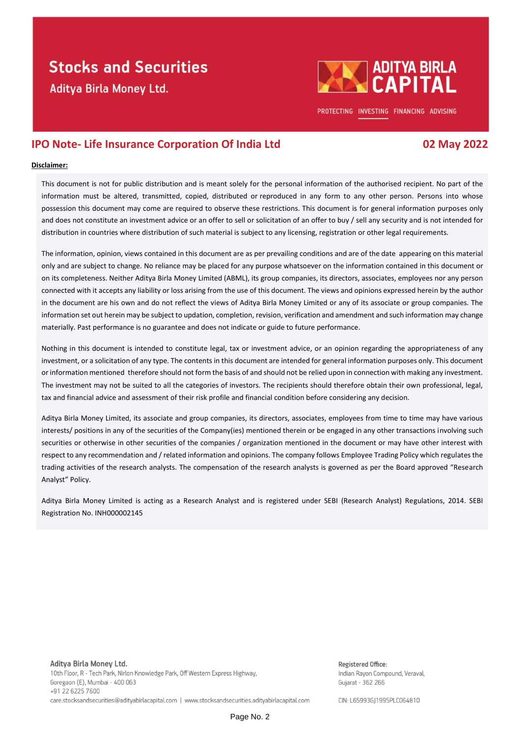# Stocks and Securities

Aditya Birla Money Ltd.

ADITYA BIRLA CAPITAL

PROTECTING INVESTING FINANCING ADVISING

## IPO Note- Life Insurance Corporation Of India Ltd

**02 May 2022**

**Disclaimer:**

This document is not for public distribution and is meant solely for the personal information of the authorised recipient. No part of the information must be altered, transmitted, copied, distributed or reproduced in any form to any other person. Persons into whose possession this document may come are required to observe these restrictions. This document is for general information purposes only and does not constitute an investment advice or an offer to sell or solicitation of an offer to buy / sell any security and is not intended for distribution in countries where distribution of such material is subject to any licensing, registration or other legal requirements.

The information, opinion, views contained in this document are as per prevailing conditions and are of the date appearing on this material only and are subject to change. No reliance may be placed for any purpose whatsoever on the information contained in this document or on its completeness. Neither Aditya Birla Money Limited (ABML), its group companies, its directors, associates, employees nor any person connected with it accepts any liability or loss arising from the use of this document. The views and opinions expressed herein by the author in the document are his own and do not reflect the views of Aditya Birla Money Limited or any of its associate or group companies. The information set out herein may be subject to updation, completion, revision, verification and amendment and such information may change materially. Past performance is no guarantee and does not indicate or guide to future performance.

Nothing in this document is intended to constitute legal, tax or investment advice, or an opinion regarding the appropriateness of any investment, or a solicitation of any type. The contents in this document are intended for general information purposes only. This document or information mentioned therefore should not form the basis of and should not be relied upon in connection with making any investment. The investment may not be suited to all the categories of investors. The recipients should therefore obtain their own professional, legal, tax and financial advice and assessment of their risk profile and financial condition before considering any decision.

Aditya Birla Money Limited, its associate and group companies, its directors, associates, employees from time to time may have various interests/ positions in any of the securities of the Company(ies) mentioned therein or be engaged in any other transactions involving such securities or otherwise in other securities of the companies / organization mentioned in the document or may have other interest with respect to any recommendation and / related information and opinions. The company follows Employee Trading Policy which regulates the trading activities of the research analysts. The compensation of the research analysts is governed as per the Board approved "Research Analyst" Policy.

Aditya Birla Money Limited is acting as a Research Analyst and is registered under SEBI (Research Analyst) Regulations, 2014. SEBI Registration No. INH000002145

**Aditya Birla Money Ltd.**
10th Floor, R - Tech Park, Nirlon Knowledge Park, Off Western Express Highway,
Goregaon (E), Mumbai - 400 063
+91 22 6225 7600
care.stocksandsecurities@adityabirlacapital.com | www.stocksandsecurities.adityabirlacapital.com

Registered Office:
Indian Rayon Compound, Veraval,
Gujarat - 362 266

CIN: L65993GJ1995PLC064810